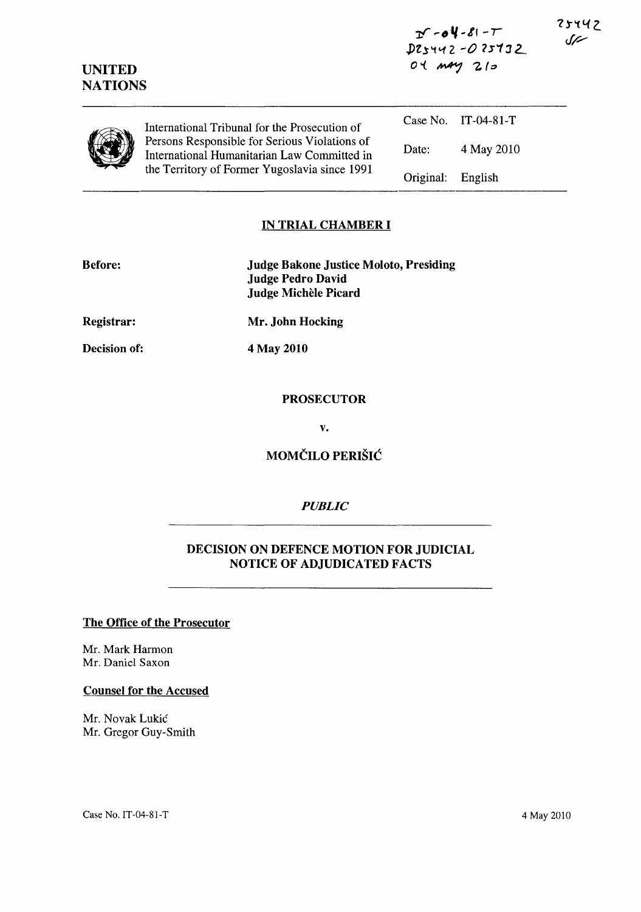IT-04-81-T
D25442 - D25432
04 MAY 2010

25442
SF

**UNITED NATIONS**

| International Tribunal for the Prosecution of Persons Responsible for Serious Violations of International Humanitarian Law Committed in the Territory of Former Yugoslavia since 1991 | Case No. | IT-04-81-T |
|---|---|---|
| | Date: | 4 May 2010 |
| | Original: | English |

## IN TRIAL CHAMBER I

**Before:** **Judge Bakone Justice Moloto, Presiding**
**Judge Pedro David**
**Judge Michèle Picard**

**Registrar:** **Mr. John Hocking**

**Decision of:** **4 May 2010**

**PROSECUTOR**

**v.**

**MOMČILO PERIŠIĆ**

***PUBLIC***

## DECISION ON DEFENCE MOTION FOR JUDICIAL NOTICE OF ADJUDICATED FACTS

**The Office of the Prosecutor**

Mr. Mark Harmon
Mr. Daniel Saxon

**Counsel for the Accused**

Mr. Novak Lukić
Mr. Gregor Guy-Smith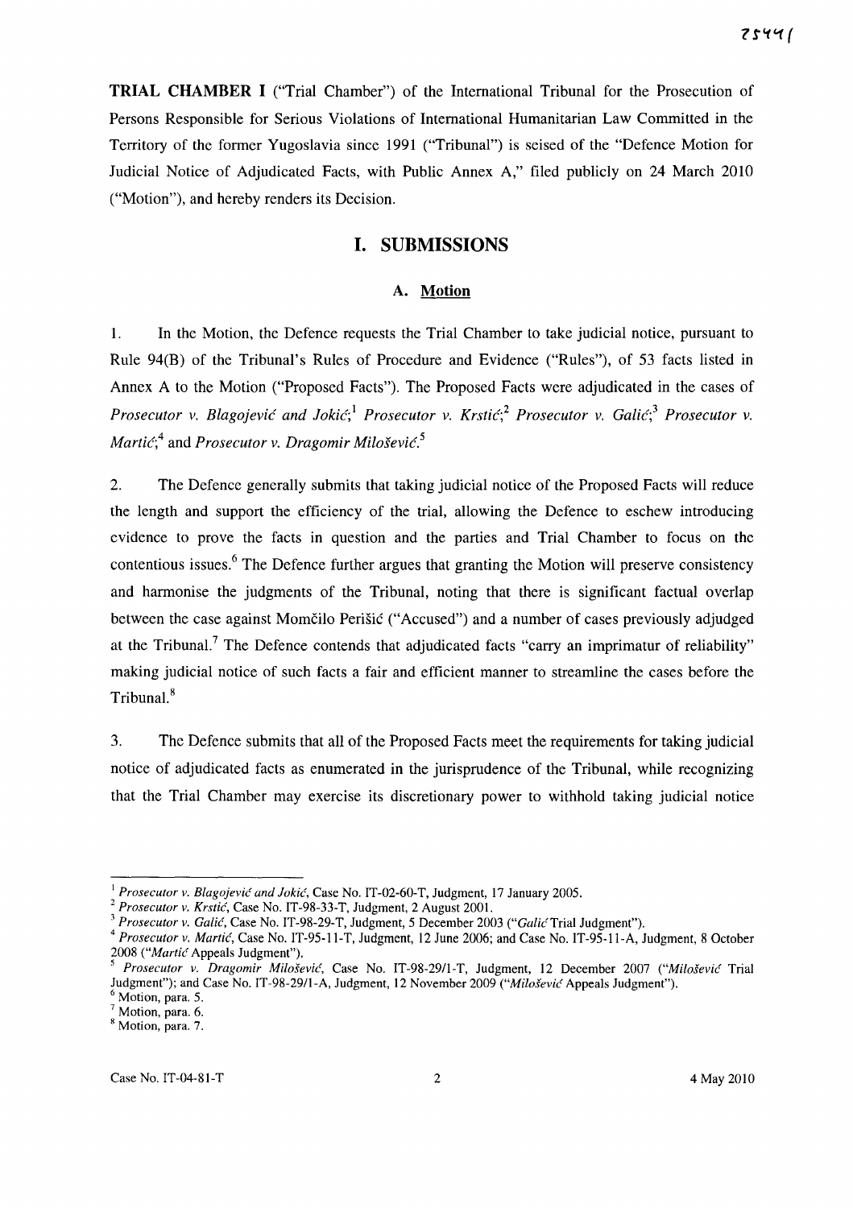**TRIAL CHAMBER I** ("Trial Chamber") of the International Tribunal for the Prosecution of Persons Responsible for Serious Violations of International Humanitarian Law Committed in the Territory of the former Yugoslavia since 1991 ("Tribunal") is seised of the "Defence Motion for Judicial Notice of Adjudicated Facts, with Public Annex A," filed publicly on 24 March 2010 ("Motion"), and hereby renders its Decision.

## I. SUBMISSIONS

### A. Motion

1. In the Motion, the Defence requests the Trial Chamber to take judicial notice, pursuant to Rule 94(B) of the Tribunal's Rules of Procedure and Evidence ("Rules"), of 53 facts listed in Annex A to the Motion ("Proposed Facts"). The Proposed Facts were adjudicated in the cases of *Prosecutor v. Blagojević and Jokić*;[1] *Prosecutor v. Krstić*;[2] *Prosecutor v. Galić*;[3] *Prosecutor v. Martić*;[4] and *Prosecutor v. Dragomir Milošević*.[5]

2. The Defence generally submits that taking judicial notice of the Proposed Facts will reduce the length and support the efficiency of the trial, allowing the Defence to eschew introducing evidence to prove the facts in question and the parties and Trial Chamber to focus on the contentious issues.[6] The Defence further argues that granting the Motion will preserve consistency and harmonise the judgments of the Tribunal, noting that there is significant factual overlap between the case against Momčilo Perišić ("Accused") and a number of cases previously adjudged at the Tribunal.[7] The Defence contends that adjudicated facts "carry an imprimatur of reliability" making judicial notice of such facts a fair and efficient manner to streamline the cases before the Tribunal.[8]

3. The Defence submits that all of the Proposed Facts meet the requirements for taking judicial notice of adjudicated facts as enumerated in the jurisprudence of the Tribunal, while recognizing that the Trial Chamber may exercise its discretionary power to withhold taking judicial notice

---

[1] *Prosecutor v. Blagojević and Jokić*, Case No. IT-02-60-T, Judgment, 17 January 2005.

[2] *Prosecutor v. Krstić*, Case No. IT-98-33-T, Judgment, 2 August 2001.

[3] *Prosecutor v. Galić*, Case No. IT-98-29-T, Judgment, 5 December 2003 ("*Galić* Trial Judgment").

[4] *Prosecutor v. Martić*, Case No. IT-95-11-T, Judgment, 12 June 2006; and Case No. IT-95-11-A, Judgment, 8 October 2008 ("*Martić* Appeals Judgment").

[5] *Prosecutor v. Dragomir Milošević*, Case No. IT-98-29/1-T, Judgment, 12 December 2007 ("*Milošević* Trial Judgment"); and Case No. IT-98-29/1-A, Judgment, 12 November 2009 ("*Milošević* Appeals Judgment").

[6] Motion, para. 5.

[7] Motion, para. 6.

[8] Motion, para. 7.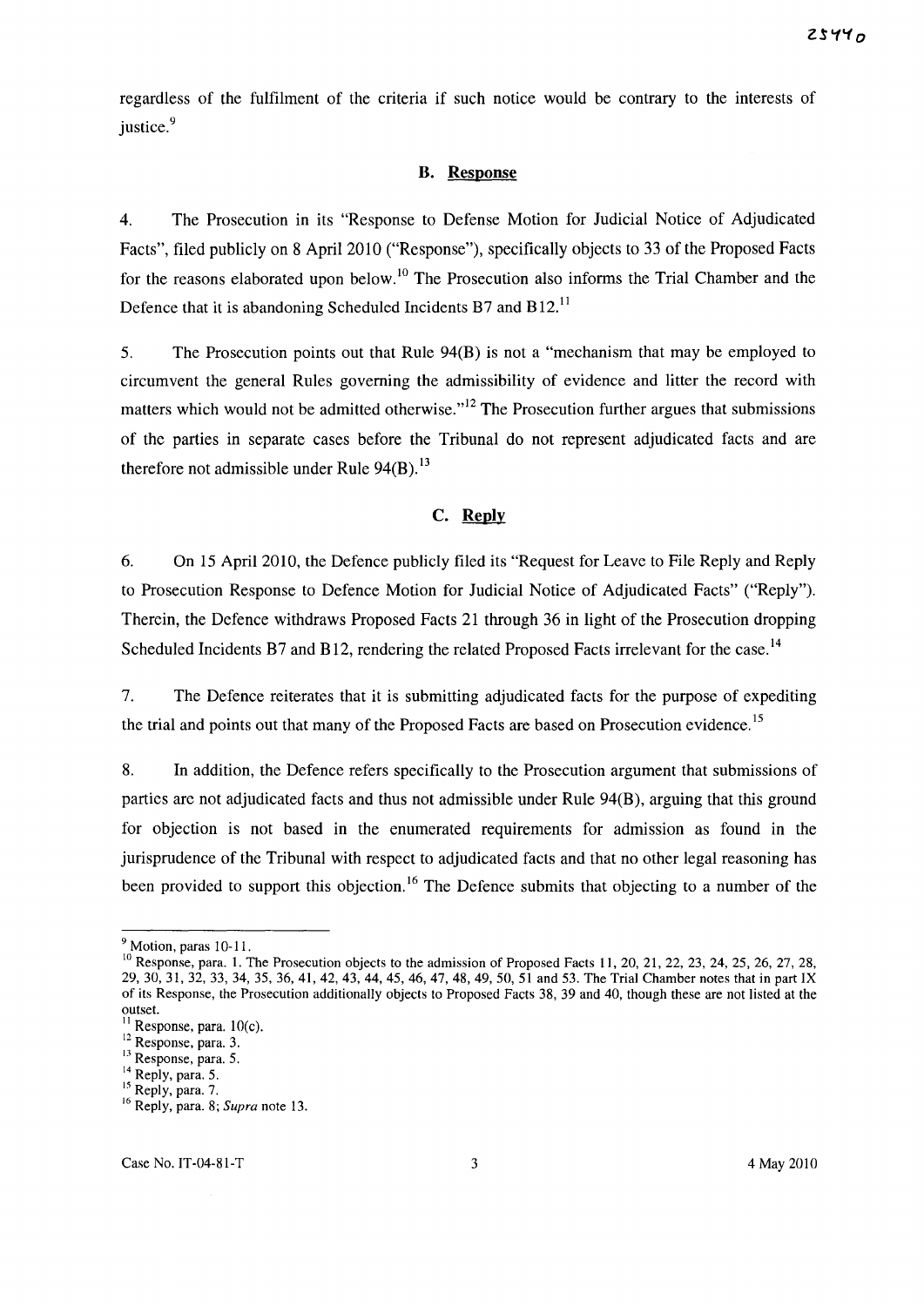regardless of the fulfilment of the criteria if such notice would be contrary to the interests of justice.[9]

### B. Response

4. The Prosecution in its "Response to Defense Motion for Judicial Notice of Adjudicated Facts", filed publicly on 8 April 2010 ("Response"), specifically objects to 33 of the Proposed Facts for the reasons elaborated upon below.[10] The Prosecution also informs the Trial Chamber and the Defence that it is abandoning Scheduled Incidents B7 and B12.[11]

5. The Prosecution points out that Rule 94(B) is not a "mechanism that may be employed to circumvent the general Rules governing the admissibility of evidence and litter the record with matters which would not be admitted otherwise."[12] The Prosecution further argues that submissions of the parties in separate cases before the Tribunal do not represent adjudicated facts and are therefore not admissible under Rule 94(B).[13]

### C. Reply

6. On 15 April 2010, the Defence publicly filed its "Request for Leave to File Reply and Reply to Prosecution Response to Defence Motion for Judicial Notice of Adjudicated Facts" ("Reply"). Therein, the Defence withdraws Proposed Facts 21 through 36 in light of the Prosecution dropping Scheduled Incidents B7 and B12, rendering the related Proposed Facts irrelevant for the case.[14]

7. The Defence reiterates that it is submitting adjudicated facts for the purpose of expediting the trial and points out that many of the Proposed Facts are based on Prosecution evidence.[15]

8. In addition, the Defence refers specifically to the Prosecution argument that submissions of parties are not adjudicated facts and thus not admissible under Rule 94(B), arguing that this ground for objection is not based in the enumerated requirements for admission as found in the jurisprudence of the Tribunal with respect to adjudicated facts and that no other legal reasoning has been provided to support this objection.[16] The Defence submits that objecting to a number of the

---

[9] Motion, paras 10-11.

[10] Response, para. 1. The Prosecution objects to the admission of Proposed Facts 11, 20, 21, 22, 23, 24, 25, 26, 27, 28, 29, 30, 31, 32, 33, 34, 35, 36, 41, 42, 43, 44, 45, 46, 47, 48, 49, 50, 51 and 53. The Trial Chamber notes that in part IX of its Response, the Prosecution additionally objects to Proposed Facts 38, 39 and 40, though these are not listed at the outset.

[11] Response, para. 10(c).

[12] Response, para. 3.

[13] Response, para. 5.

[14] Reply, para. 5.

[15] Reply, para. 7.

[16] Reply, para. 8; *Supra* note 13.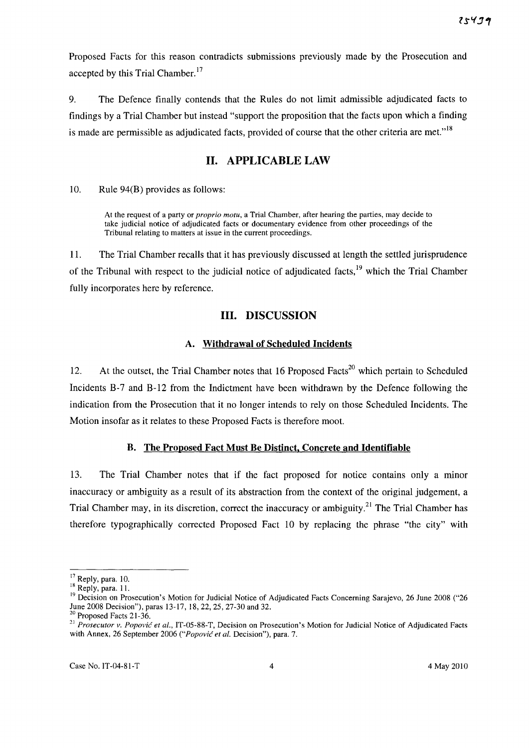Proposed Facts for this reason contradicts submissions previously made by the Prosecution and accepted by this Trial Chamber.[17]

9. The Defence finally contends that the Rules do not limit admissible adjudicated facts to findings by a Trial Chamber but instead "support the proposition that the facts upon which a finding is made are permissible as adjudicated facts, provided of course that the other criteria are met."[18]

## II. APPLICABLE LAW

10. Rule 94(B) provides as follows:

> At the request of a party or *proprio motu*, a Trial Chamber, after hearing the parties, may decide to take judicial notice of adjudicated facts or documentary evidence from other proceedings of the Tribunal relating to matters at issue in the current proceedings.

11. The Trial Chamber recalls that it has previously discussed at length the settled jurisprudence of the Tribunal with respect to the judicial notice of adjudicated facts,[19] which the Trial Chamber fully incorporates here by reference.

## III. DISCUSSION

### A. Withdrawal of Scheduled Incidents

12. At the outset, the Trial Chamber notes that 16 Proposed Facts[20] which pertain to Scheduled Incidents B-7 and B-12 from the Indictment have been withdrawn by the Defence following the indication from the Prosecution that it no longer intends to rely on those Scheduled Incidents. The Motion insofar as it relates to these Proposed Facts is therefore moot.

### B. The Proposed Fact Must Be Distinct, Concrete and Identifiable

13. The Trial Chamber notes that if the fact proposed for notice contains only a minor inaccuracy or ambiguity as a result of its abstraction from the context of the original judgement, a Trial Chamber may, in its discretion, correct the inaccuracy or ambiguity.[21] The Trial Chamber has therefore typographically corrected Proposed Fact 10 by replacing the phrase "the city" with

---

[17] Reply, para. 10.

[18] Reply, para. 11.

[19] Decision on Prosecution's Motion for Judicial Notice of Adjudicated Facts Concerning Sarajevo, 26 June 2008 ("26 June 2008 Decision"), paras 13-17, 18, 22, 25, 27-30 and 32.

[20] Proposed Facts 21-36.

[21] *Prosecutor v. Popović et al.*, IT-05-88-T, Decision on Prosecution's Motion for Judicial Notice of Adjudicated Facts with Annex, 26 September 2006 ("*Popović et al.* Decision"), para. 7.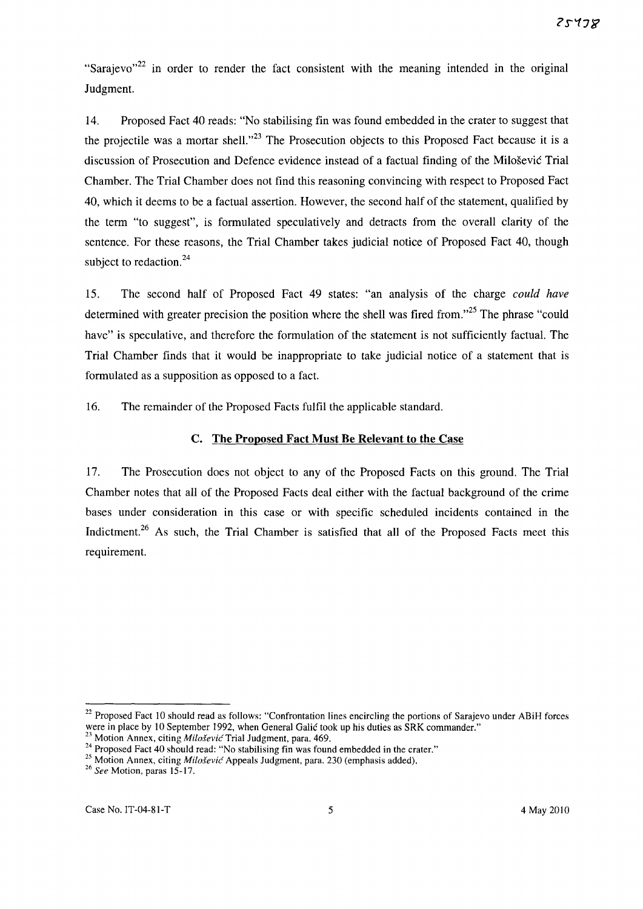"Sarajevo"[22] in order to render the fact consistent with the meaning intended in the original Judgment.

14. Proposed Fact 40 reads: "No stabilising fin was found embedded in the crater to suggest that the projectile was a mortar shell."[23] The Prosecution objects to this Proposed Fact because it is a discussion of Prosecution and Defence evidence instead of a factual finding of the Milošević Trial Chamber. The Trial Chamber does not find this reasoning convincing with respect to Proposed Fact 40, which it deems to be a factual assertion. However, the second half of the statement, qualified by the term "to suggest", is formulated speculatively and detracts from the overall clarity of the sentence. For these reasons, the Trial Chamber takes judicial notice of Proposed Fact 40, though subject to redaction.[24]

15. The second half of Proposed Fact 49 states: "an analysis of the charge *could have* determined with greater precision the position where the shell was fired from."[25] The phrase "could have" is speculative, and therefore the formulation of the statement is not sufficiently factual. The Trial Chamber finds that it would be inappropriate to take judicial notice of a statement that is formulated as a supposition as opposed to a fact.

16. The remainder of the Proposed Facts fulfil the applicable standard.

### C. The Proposed Fact Must Be Relevant to the Case

17. The Prosecution does not object to any of the Proposed Facts on this ground. The Trial Chamber notes that all of the Proposed Facts deal either with the factual background of the crime bases under consideration in this case or with specific scheduled incidents contained in the Indictment.[26] As such, the Trial Chamber is satisfied that all of the Proposed Facts meet this requirement.

---

[22] Proposed Fact 10 should read as follows: "Confrontation lines encircling the portions of Sarajevo under ABiH forces were in place by 10 September 1992, when General Galić took up his duties as SRK commander."

[23] Motion Annex, citing *Milošević* Trial Judgment, para. 469.

[24] Proposed Fact 40 should read: "No stabilising fin was found embedded in the crater."

[25] Motion Annex, citing *Milošević* Appeals Judgment, para. 230 (emphasis added).

[26] *See* Motion, paras 15-17.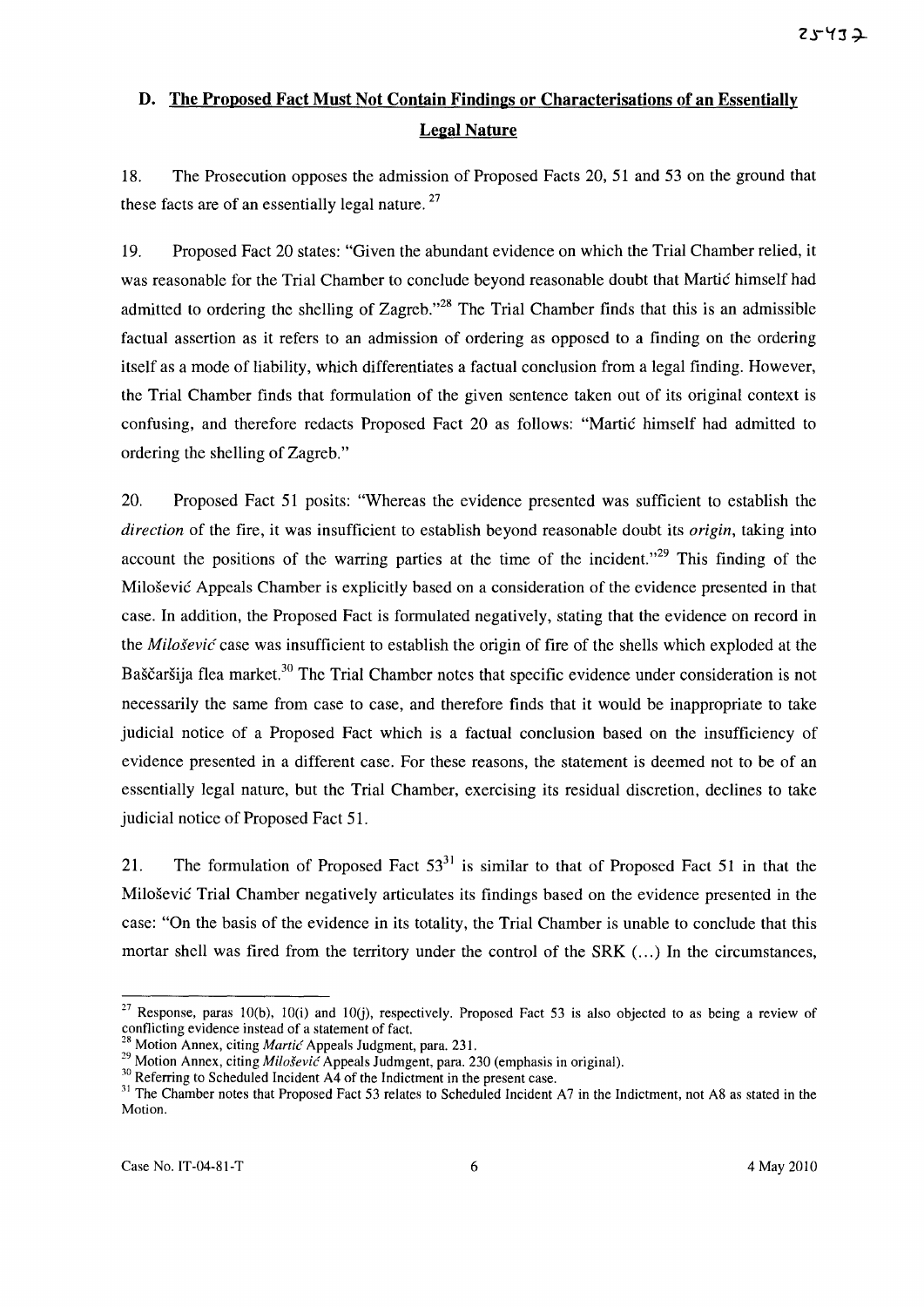## D. The Proposed Fact Must Not Contain Findings or Characterisations of an Essentially Legal Nature

18. The Prosecution opposes the admission of Proposed Facts 20, 51 and 53 on the ground that these facts are of an essentially legal nature.[27]

19. Proposed Fact 20 states: "Given the abundant evidence on which the Trial Chamber relied, it was reasonable for the Trial Chamber to conclude beyond reasonable doubt that Martić himself had admitted to ordering the shelling of Zagreb."[28] The Trial Chamber finds that this is an admissible factual assertion as it refers to an admission of ordering as opposed to a finding on the ordering itself as a mode of liability, which differentiates a factual conclusion from a legal finding. However, the Trial Chamber finds that formulation of the given sentence taken out of its original context is confusing, and therefore redacts Proposed Fact 20 as follows: "Martić himself had admitted to ordering the shelling of Zagreb."

20. Proposed Fact 51 posits: "Whereas the evidence presented was sufficient to establish the *direction* of the fire, it was insufficient to establish beyond reasonable doubt its *origin*, taking into account the positions of the warring parties at the time of the incident."[29] This finding of the Milošević Appeals Chamber is explicitly based on a consideration of the evidence presented in that case. In addition, the Proposed Fact is formulated negatively, stating that the evidence on record in the *Milošević* case was insufficient to establish the origin of fire of the shells which exploded at the Baščaršija flea market.[30] The Trial Chamber notes that specific evidence under consideration is not necessarily the same from case to case, and therefore finds that it would be inappropriate to take judicial notice of a Proposed Fact which is a factual conclusion based on the insufficiency of evidence presented in a different case. For these reasons, the statement is deemed not to be of an essentially legal nature, but the Trial Chamber, exercising its residual discretion, declines to take judicial notice of Proposed Fact 51.

21. The formulation of Proposed Fact 53[31] is similar to that of Proposed Fact 51 in that the Milošević Trial Chamber negatively articulates its findings based on the evidence presented in the case: "On the basis of the evidence in its totality, the Trial Chamber is unable to conclude that this mortar shell was fired from the territory under the control of the SRK (...) In the circumstances,

---

[27] Response, paras 10(b), 10(i) and 10(j), respectively. Proposed Fact 53 is also objected to as being a review of conflicting evidence instead of a statement of fact.

[28] Motion Annex, citing *Martić* Appeals Judgment, para. 231.

[29] Motion Annex, citing *Milošević* Appeals Judmgent, para. 230 (emphasis in original).

[30] Referring to Scheduled Incident A4 of the Indictment in the present case.

[31] The Chamber notes that Proposed Fact 53 relates to Scheduled Incident A7 in the Indictment, not A8 as stated in the Motion.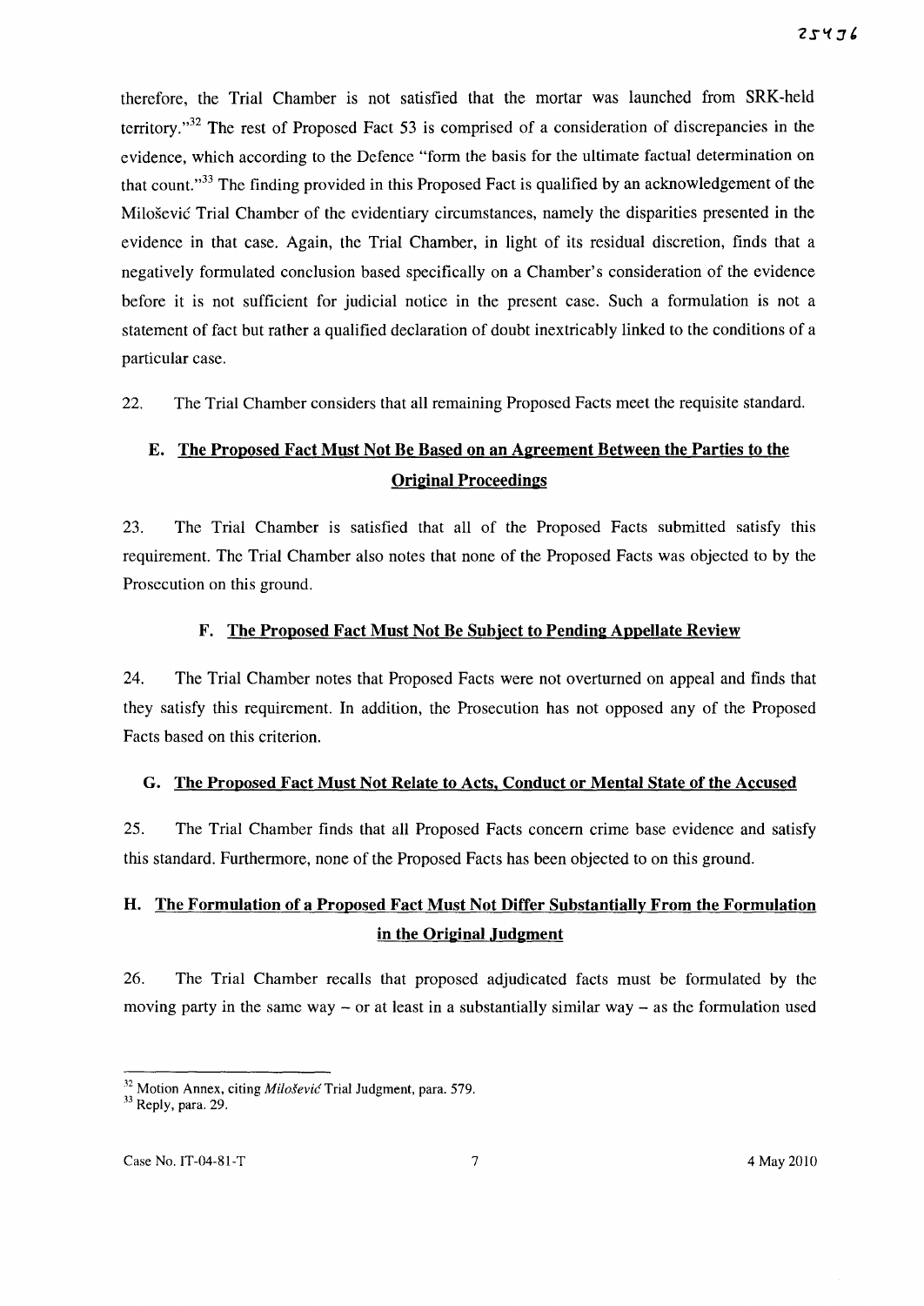therefore, the Trial Chamber is not satisfied that the mortar was launched from SRK-held territory."[32] The rest of Proposed Fact 53 is comprised of a consideration of discrepancies in the evidence, which according to the Defence "form the basis for the ultimate factual determination on that count."[33] The finding provided in this Proposed Fact is qualified by an acknowledgement of the Milošević Trial Chamber of the evidentiary circumstances, namely the disparities presented in the evidence in that case. Again, the Trial Chamber, in light of its residual discretion, finds that a negatively formulated conclusion based specifically on a Chamber's consideration of the evidence before it is not sufficient for judicial notice in the present case. Such a formulation is not a statement of fact but rather a qualified declaration of doubt inextricably linked to the conditions of a particular case.

22. The Trial Chamber considers that all remaining Proposed Facts meet the requisite standard.

## E. The Proposed Fact Must Not Be Based on an Agreement Between the Parties to the Original Proceedings

23. The Trial Chamber is satisfied that all of the Proposed Facts submitted satisfy this requirement. The Trial Chamber also notes that none of the Proposed Facts was objected to by the Prosecution on this ground.

## F. The Proposed Fact Must Not Be Subject to Pending Appellate Review

24. The Trial Chamber notes that Proposed Facts were not overturned on appeal and finds that they satisfy this requirement. In addition, the Prosecution has not opposed any of the Proposed Facts based on this criterion.

## G. The Proposed Fact Must Not Relate to Acts, Conduct or Mental State of the Accused

25. The Trial Chamber finds that all Proposed Facts concern crime base evidence and satisfy this standard. Furthermore, none of the Proposed Facts has been objected to on this ground.

## H. The Formulation of a Proposed Fact Must Not Differ Substantially From the Formulation in the Original Judgment

26. The Trial Chamber recalls that proposed adjudicated facts must be formulated by the moving party in the same way – or at least in a substantially similar way – as the formulation used

---

[32] Motion Annex, citing *Milošević* Trial Judgment, para. 579.

[33] Reply, para. 29.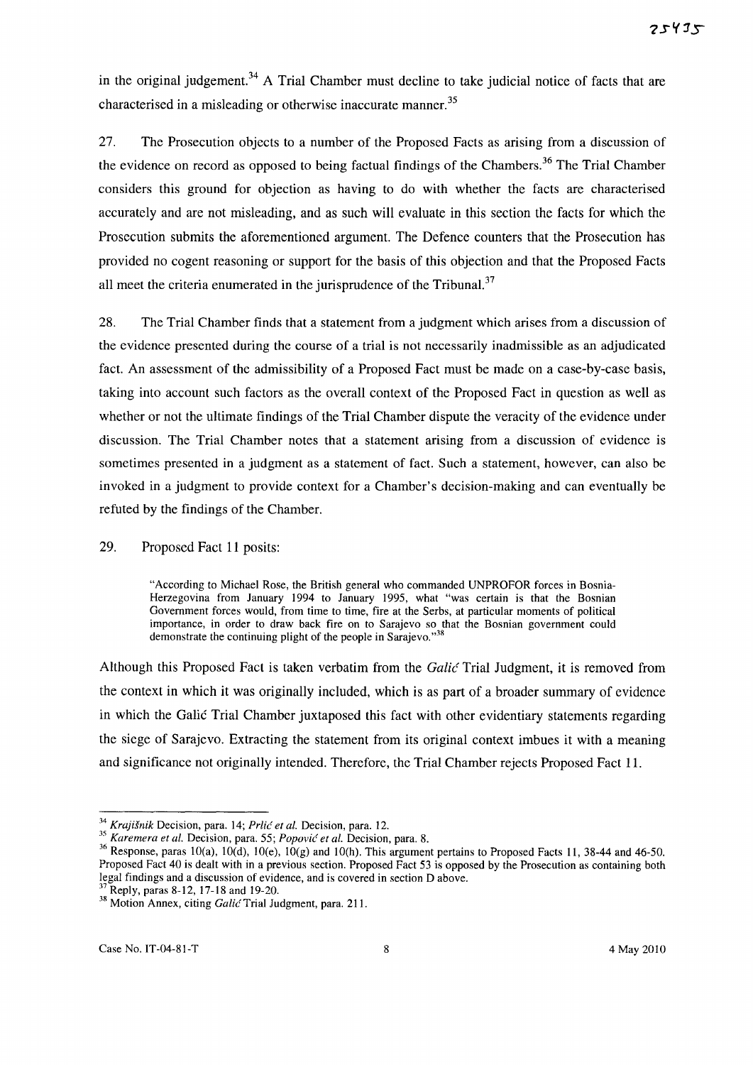in the original judgement.[34] A Trial Chamber must decline to take judicial notice of facts that are characterised in a misleading or otherwise inaccurate manner.[35]

27. The Prosecution objects to a number of the Proposed Facts as arising from a discussion of the evidence on record as opposed to being factual findings of the Chambers.[36] The Trial Chamber considers this ground for objection as having to do with whether the facts are characterised accurately and are not misleading, and as such will evaluate in this section the facts for which the Prosecution submits the aforementioned argument. The Defence counters that the Prosecution has provided no cogent reasoning or support for the basis of this objection and that the Proposed Facts all meet the criteria enumerated in the jurisprudence of the Tribunal.[37]

28. The Trial Chamber finds that a statement from a judgment which arises from a discussion of the evidence presented during the course of a trial is not necessarily inadmissible as an adjudicated fact. An assessment of the admissibility of a Proposed Fact must be made on a case-by-case basis, taking into account such factors as the overall context of the Proposed Fact in question as well as whether or not the ultimate findings of the Trial Chamber dispute the veracity of the evidence under discussion. The Trial Chamber notes that a statement arising from a discussion of evidence is sometimes presented in a judgment as a statement of fact. Such a statement, however, can also be invoked in a judgment to provide context for a Chamber's decision-making and can eventually be refuted by the findings of the Chamber.

29. Proposed Fact 11 posits:

> "According to Michael Rose, the British general who commanded UNPROFOR forces in Bosnia-Herzegovina from January 1994 to January 1995, what "was certain is that the Bosnian Government forces would, from time to time, fire at the Serbs, at particular moments of political importance, in order to draw back fire on to Sarajevo so that the Bosnian government could demonstrate the continuing plight of the people in Sarajevo."[38]

Although this Proposed Fact is taken verbatim from the *Galić* Trial Judgment, it is removed from the context in which it was originally included, which is as part of a broader summary of evidence in which the Galić Trial Chamber juxtaposed this fact with other evidentiary statements regarding the siege of Sarajevo. Extracting the statement from its original context imbues it with a meaning and significance not originally intended. Therefore, the Trial Chamber rejects Proposed Fact 11.

---

[34] *Krajišnik* Decision, para. 14; *Prlić et al.* Decision, para. 12.

[35] *Karemera et al.* Decision, para. 55; *Popović et al.* Decision, para. 8.

[36] Response, paras 10(a), 10(d), 10(e), 10(g) and 10(h). This argument pertains to Proposed Facts 11, 38-44 and 46-50. Proposed Fact 40 is dealt with in a previous section. Proposed Fact 53 is opposed by the Prosecution as containing both legal findings and a discussion of evidence, and is covered in section D above.

[37] Reply, paras 8-12, 17-18 and 19-20.

[38] Motion Annex, citing *Galić* Trial Judgment, para. 211.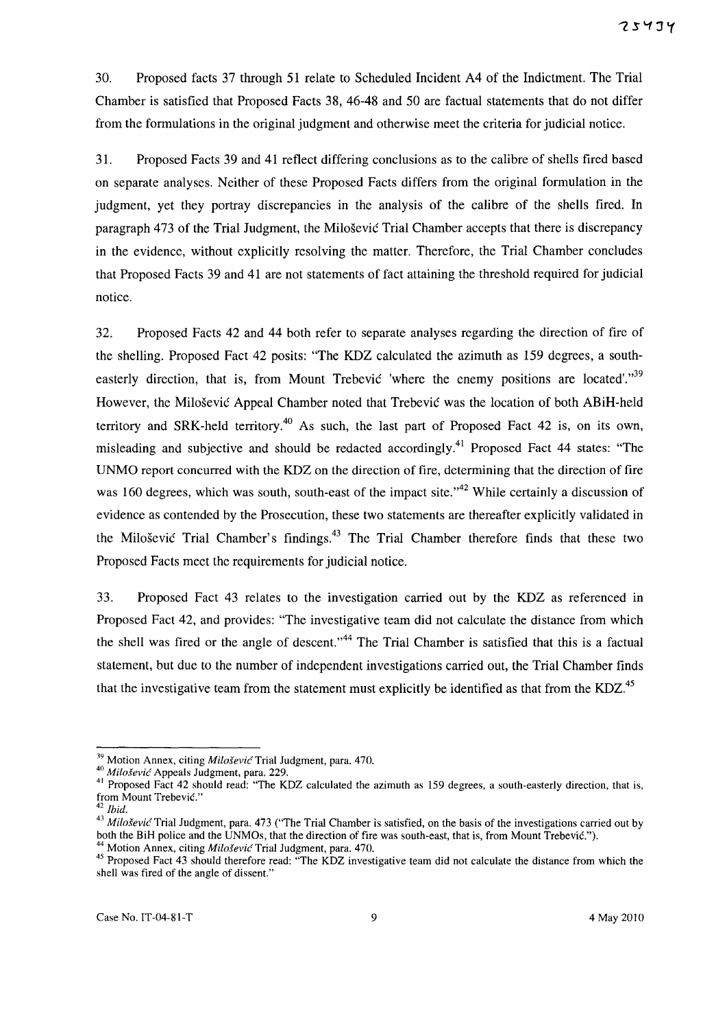30. Proposed facts 37 through 51 relate to Scheduled Incident A4 of the Indictment. The Trial Chamber is satisfied that Proposed Facts 38, 46-48 and 50 are factual statements that do not differ from the formulations in the original judgment and otherwise meet the criteria for judicial notice.

31. Proposed Facts 39 and 41 reflect differing conclusions as to the calibre of shells fired based on separate analyses. Neither of these Proposed Facts differs from the original formulation in the judgment, yet they portray discrepancies in the analysis of the calibre of the shells fired. In paragraph 473 of the Trial Judgment, the Milošević Trial Chamber accepts that there is discrepancy in the evidence, without explicitly resolving the matter. Therefore, the Trial Chamber concludes that Proposed Facts 39 and 41 are not statements of fact attaining the threshold required for judicial notice.

32. Proposed Facts 42 and 44 both refer to separate analyses regarding the direction of fire of the shelling. Proposed Fact 42 posits: "The KDZ calculated the azimuth as 159 degrees, a south-easterly direction, that is, from Mount Trebević 'where the enemy positions are located'."[39] However, the Milošević Appeal Chamber noted that Trebević was the location of both ABiH-held territory and SRK-held territory.[40] As such, the last part of Proposed Fact 42 is, on its own, misleading and subjective and should be redacted accordingly.[41] Proposed Fact 44 states: "The UNMO report concurred with the KDZ on the direction of fire, determining that the direction of fire was 160 degrees, which was south, south-east of the impact site."[42] While certainly a discussion of evidence as contended by the Prosecution, these two statements are thereafter explicitly validated in the Milošević Trial Chamber's findings.[43] The Trial Chamber therefore finds that these two Proposed Facts meet the requirements for judicial notice.

33. Proposed Fact 43 relates to the investigation carried out by the KDZ as referenced in Proposed Fact 42, and provides: "The investigative team did not calculate the distance from which the shell was fired or the angle of descent."[44] The Trial Chamber is satisfied that this is a factual statement, but due to the number of independent investigations carried out, the Trial Chamber finds that the investigative team from the statement must explicitly be identified as that from the KDZ.[45]

---

[39] Motion Annex, citing *Milošević* Trial Judgment, para. 470.

[40] *Milošević* Appeals Judgment, para. 229.

[41] Proposed Fact 42 should read: "The KDZ calculated the azimuth as 159 degrees, a south-easterly direction, that is, from Mount Trebević."

[42] *Ibid.*

[43] *Milošević* Trial Judgment, para. 473 ("The Trial Chamber is satisfied, on the basis of the investigations carried out by both the BiH police and the UNMOs, that the direction of fire was south-east, that is, from Mount Trebević.").

[44] Motion Annex, citing *Milošević* Trial Judgment, para. 470.

[45] Proposed Fact 43 should therefore read: "The KDZ investigative team did not calculate the distance from which the shell was fired of the angle of dissent."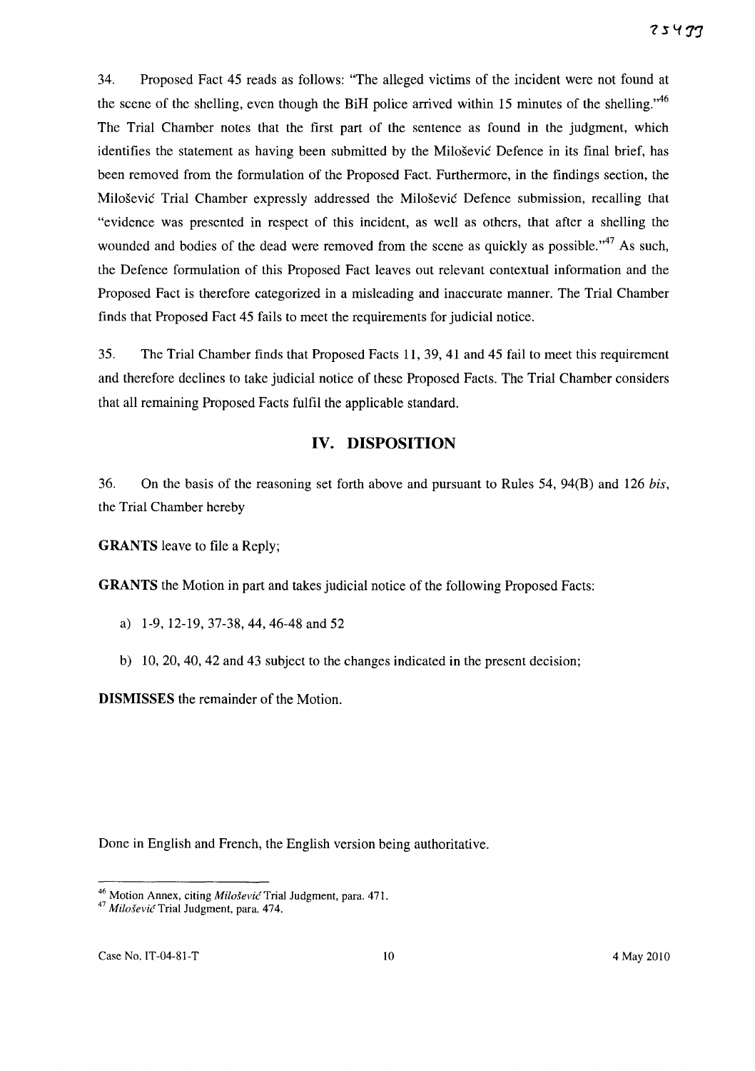34. Proposed Fact 45 reads as follows: "The alleged victims of the incident were not found at the scene of the shelling, even though the BiH police arrived within 15 minutes of the shelling."[46] The Trial Chamber notes that the first part of the sentence as found in the judgment, which identifies the statement as having been submitted by the Milošević Defence in its final brief, has been removed from the formulation of the Proposed Fact. Furthermore, in the findings section, the Milošević Trial Chamber expressly addressed the Milošević Defence submission, recalling that "evidence was presented in respect of this incident, as well as others, that after a shelling the wounded and bodies of the dead were removed from the scene as quickly as possible."[47] As such, the Defence formulation of this Proposed Fact leaves out relevant contextual information and the Proposed Fact is therefore categorized in a misleading and inaccurate manner. The Trial Chamber finds that Proposed Fact 45 fails to meet the requirements for judicial notice.

35. The Trial Chamber finds that Proposed Facts 11, 39, 41 and 45 fail to meet this requirement and therefore declines to take judicial notice of these Proposed Facts. The Trial Chamber considers that all remaining Proposed Facts fulfil the applicable standard.

## IV. DISPOSITION

36. On the basis of the reasoning set forth above and pursuant to Rules 54, 94(B) and 126 *bis*, the Trial Chamber hereby

**GRANTS** leave to file a Reply;

**GRANTS** the Motion in part and takes judicial notice of the following Proposed Facts:

a) 1-9, 12-19, 37-38, 44, 46-48 and 52

b) 10, 20, 40, 42 and 43 subject to the changes indicated in the present decision;

**DISMISSES** the remainder of the Motion.

Done in English and French, the English version being authoritative.

---

[46] Motion Annex, citing *Milošević* Trial Judgment, para. 471.

[47] *Milošević* Trial Judgment, para. 474.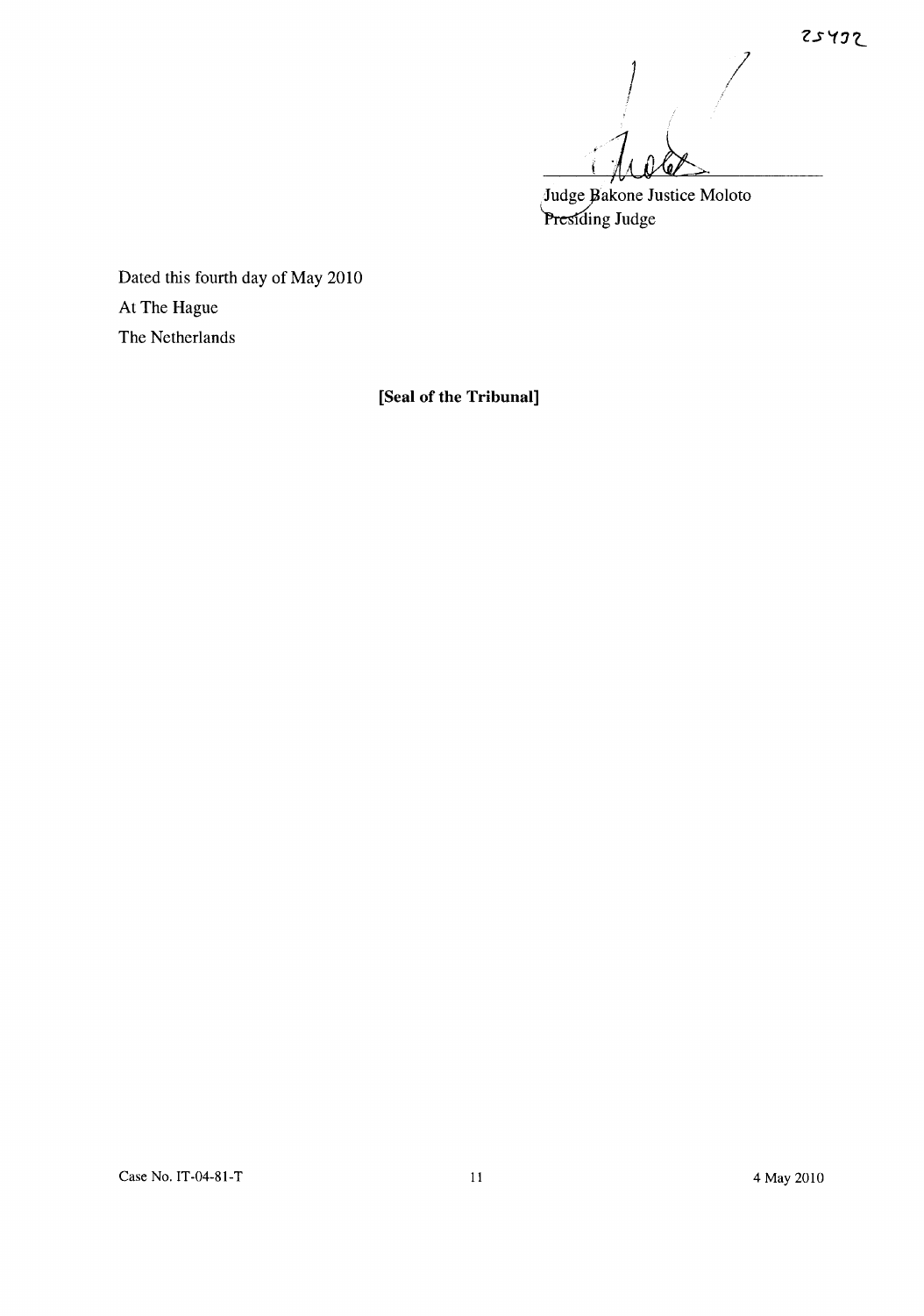Judge Bakone Justice Moloto
Presiding Judge

Dated this fourth day of May 2010
At The Hague
The Netherlands

**[Seal of the Tribunal]**